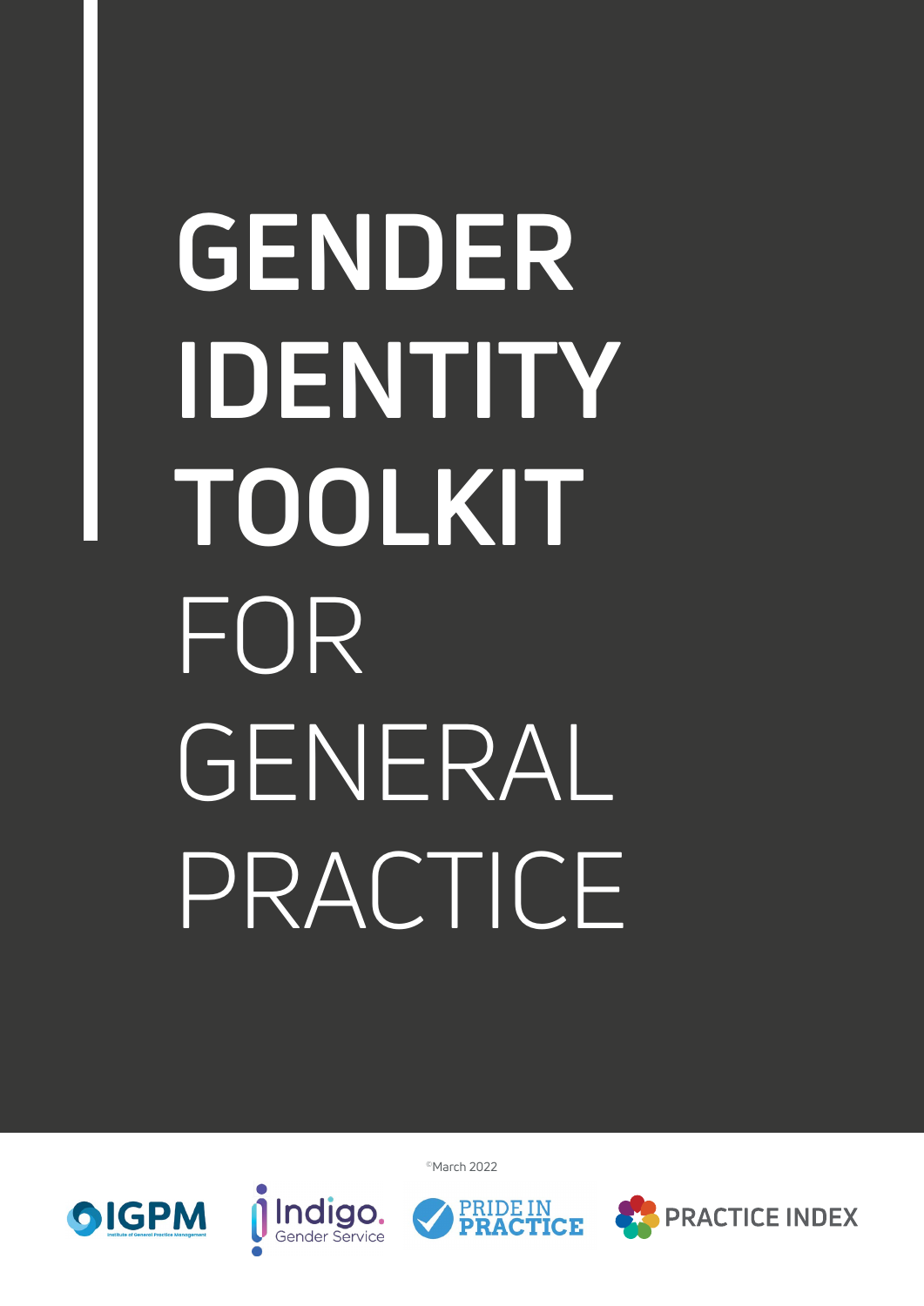# GENDER IDENTITY TOOLKIT FOR GENERAL PRACTICE

©March 2022

IGPM Institute of General Practice Management

Indigo. Gender Service

PRIDE IN PRACTICE

PRACTICE INDEX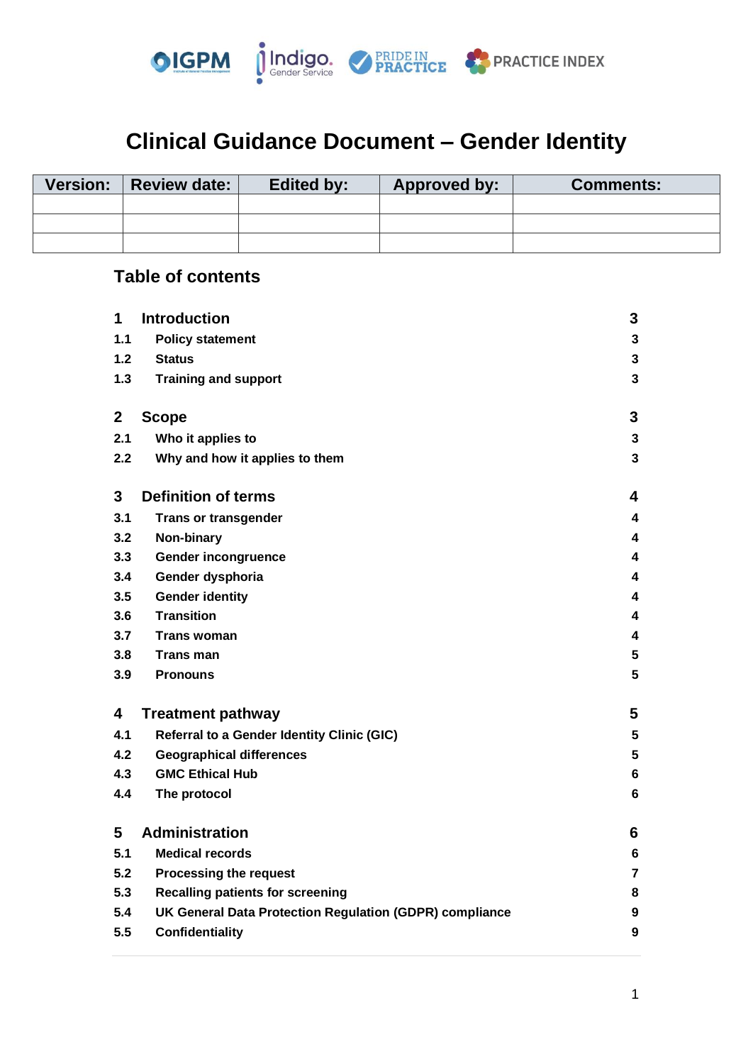# Clinical Guidance Document – Gender Identity

| Version: | Review date: | Edited by: | Approved by: | Comments: |
|---|---|---|---|---|
| | | | | |
| | | | | |
| | | | | |

## Table of contents

**1 Introduction** 3
- **1.1 Policy statement** 3
- **1.2 Status** 3
- **1.3 Training and support** 3

**2 Scope** 3
- **2.1 Who it applies to** 3
- **2.2 Why and how it applies to them** 3

**3 Definition of terms** 4
- **3.1 Trans or transgender** 4
- **3.2 Non-binary** 4
- **3.3 Gender incongruence** 4
- **3.4 Gender dysphoria** 4
- **3.5 Gender identity** 4
- **3.6 Transition** 4
- **3.7 Trans woman** 4
- **3.8 Trans man** 5
- **3.9 Pronouns** 5

**4 Treatment pathway** 5
- **4.1 Referral to a Gender Identity Clinic (GIC)** 5
- **4.2 Geographical differences** 5
- **4.3 GMC Ethical Hub** 6
- **4.4 The protocol** 6

**5 Administration** 6
- **5.1 Medical records** 6
- **5.2 Processing the request** 7
- **5.3 Recalling patients for screening** 8
- **5.4 UK General Data Protection Regulation (GDPR) compliance** 9
- **5.5 Confidentiality** 9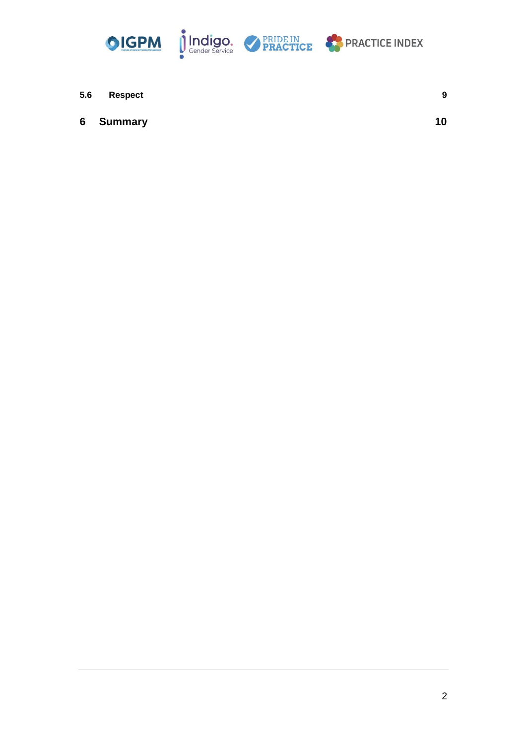| | | |
|---|---|---|
| **5.6** | **Respect** | **9** |
| **6** | **Summary** | **10** |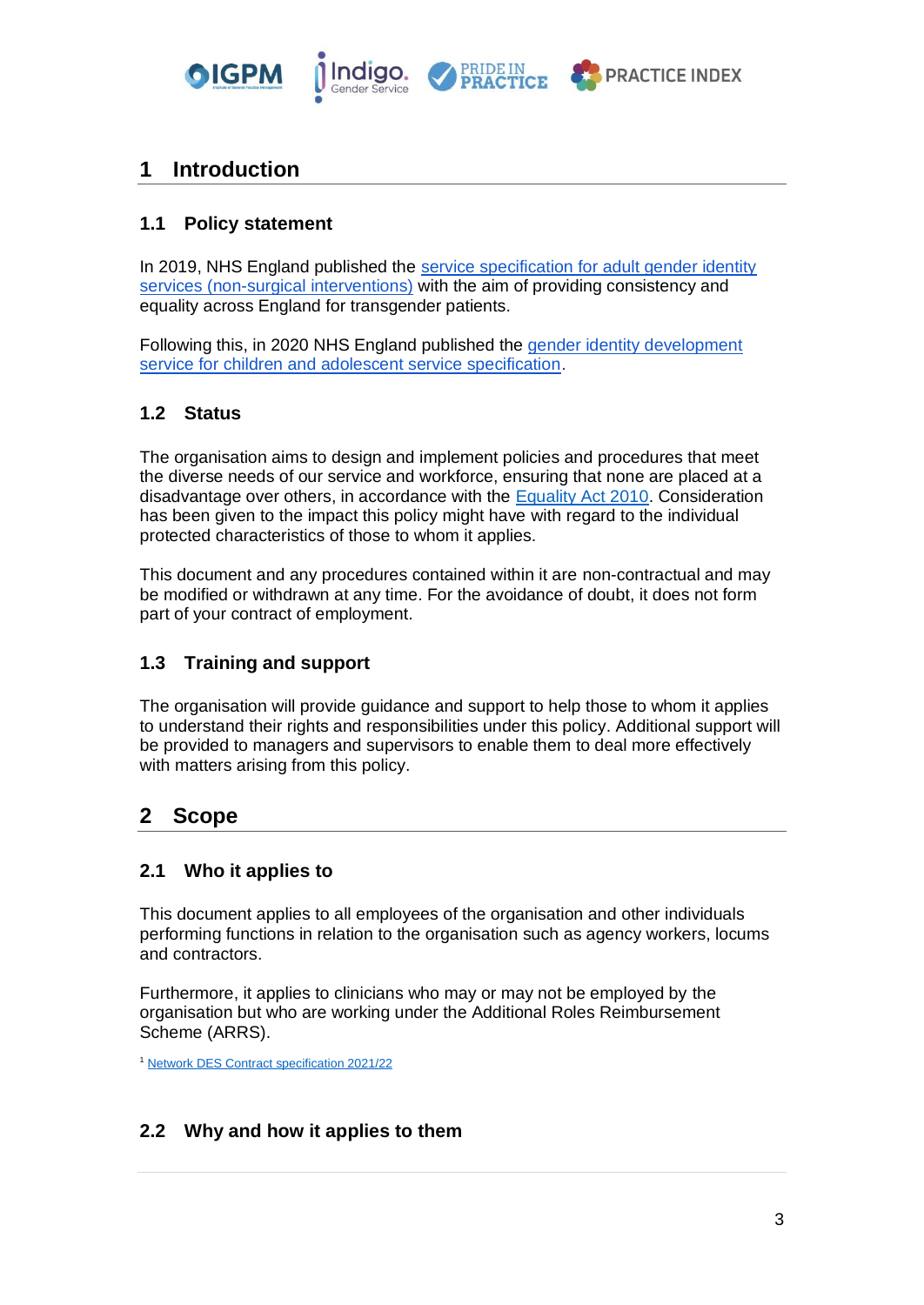# 1 Introduction

## 1.1 Policy statement

In 2019, NHS England published the [service specification for adult gender identity services (non-surgical interventions)](#) with the aim of providing consistency and equality across England for transgender patients.

Following this, in 2020 NHS England published the [gender identity development service for children and adolescent service specification](#).

## 1.2 Status

The organisation aims to design and implement policies and procedures that meet the diverse needs of our service and workforce, ensuring that none are placed at a disadvantage over others, in accordance with the [Equality Act 2010](#). Consideration has been given to the impact this policy might have with regard to the individual protected characteristics of those to whom it applies.

This document and any procedures contained within it are non-contractual and may be modified or withdrawn at any time. For the avoidance of doubt, it does not form part of your contract of employment.

## 1.3 Training and support

The organisation will provide guidance and support to help those to whom it applies to understand their rights and responsibilities under this policy. Additional support will be provided to managers and supervisors to enable them to deal more effectively with matters arising from this policy.

# 2 Scope

## 2.1 Who it applies to

This document applies to all employees of the organisation and other individuals performing functions in relation to the organisation such as agency workers, locums and contractors.

Furthermore, it applies to clinicians who may or may not be employed by the organisation but who are working under the Additional Roles Reimbursement Scheme (ARRS).

[1] [Network DES Contract specification 2021/22](#)

## 2.2 Why and how it applies to them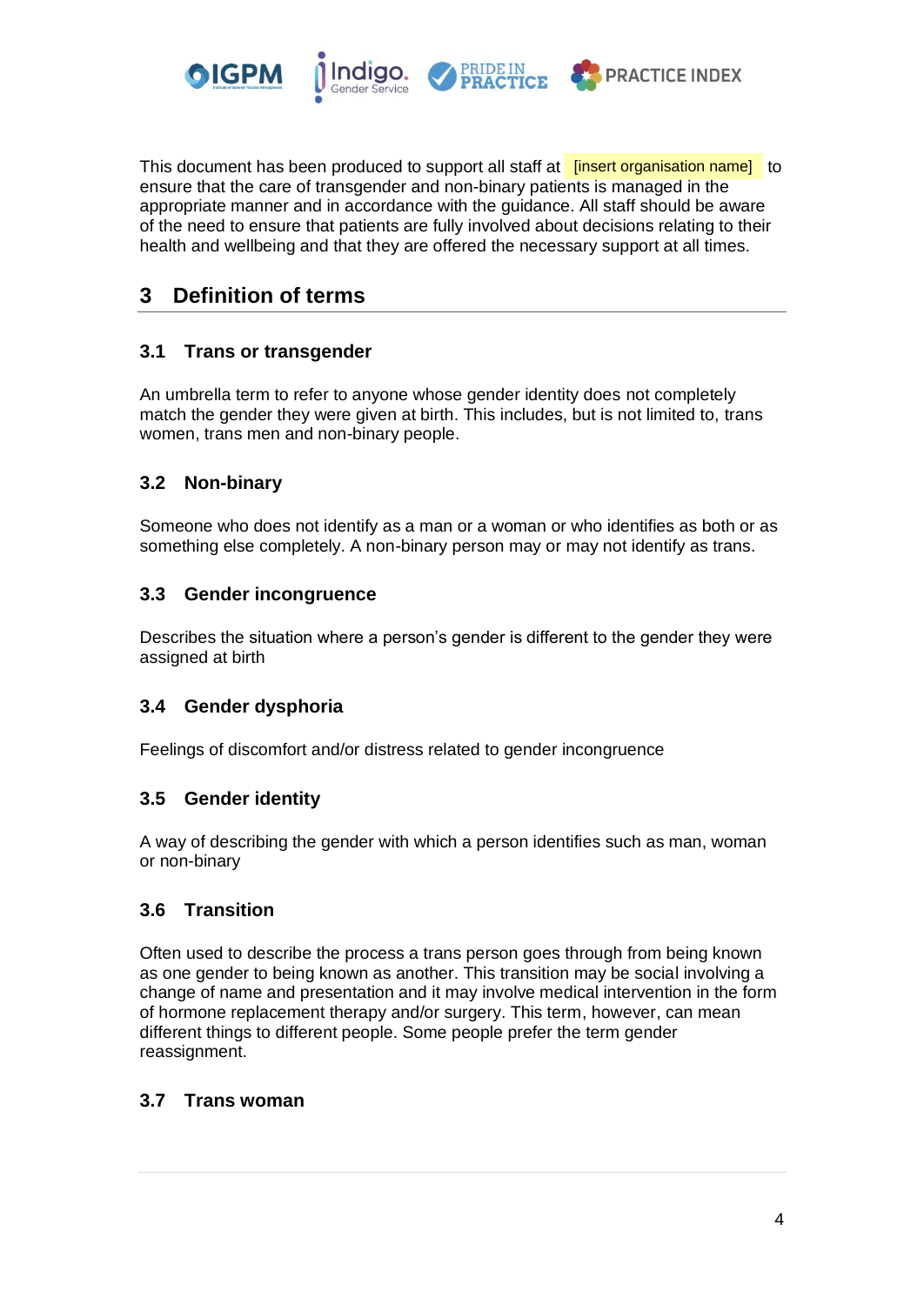This document has been produced to support all staff at [insert organisation name] to ensure that the care of transgender and non-binary patients is managed in the appropriate manner and in accordance with the guidance. All staff should be aware of the need to ensure that patients are fully involved about decisions relating to their health and wellbeing and that they are offered the necessary support at all times.

## 3 Definition of terms

### 3.1 Trans or transgender

An umbrella term to refer to anyone whose gender identity does not completely match the gender they were given at birth. This includes, but is not limited to, trans women, trans men and non-binary people.

### 3.2 Non-binary

Someone who does not identify as a man or a woman or who identifies as both or as something else completely. A non-binary person may or may not identify as trans.

### 3.3 Gender incongruence

Describes the situation where a person's gender is different to the gender they were assigned at birth

### 3.4 Gender dysphoria

Feelings of discomfort and/or distress related to gender incongruence

### 3.5 Gender identity

A way of describing the gender with which a person identifies such as man, woman or non-binary

### 3.6 Transition

Often used to describe the process a trans person goes through from being known as one gender to being known as another. This transition may be social involving a change of name and presentation and it may involve medical intervention in the form of hormone replacement therapy and/or surgery. This term, however, can mean different things to different people. Some people prefer the term gender reassignment.

### 3.7 Trans woman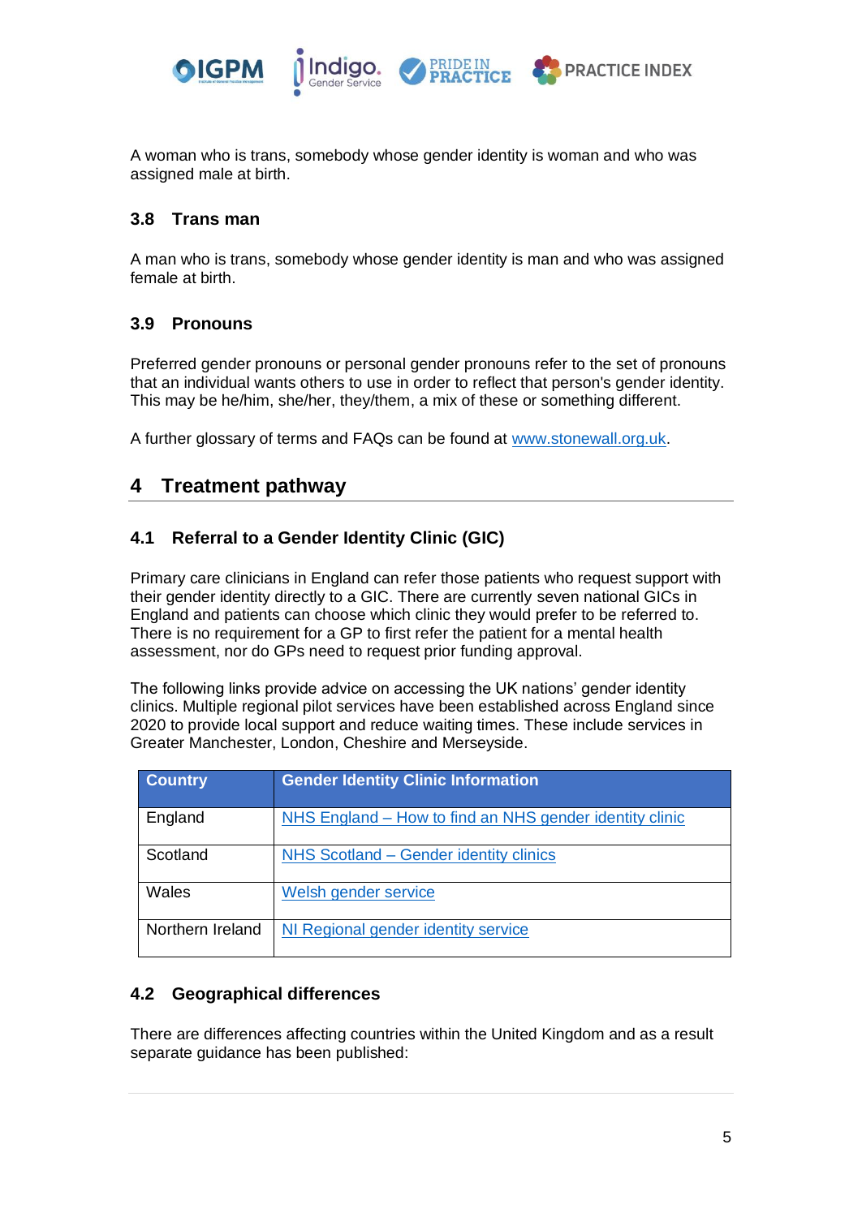A woman who is trans, somebody whose gender identity is woman and who was assigned male at birth.

### 3.8 Trans man

A man who is trans, somebody whose gender identity is man and who was assigned female at birth.

### 3.9 Pronouns

Preferred gender pronouns or personal gender pronouns refer to the set of pronouns that an individual wants others to use in order to reflect that person's gender identity. This may be he/him, she/her, they/them, a mix of these or something different.

A further glossary of terms and FAQs can be found at [www.stonewall.org.uk](www.stonewall.org.uk).

## 4 Treatment pathway

### 4.1 Referral to a Gender Identity Clinic (GIC)

Primary care clinicians in England can refer those patients who request support with their gender identity directly to a GIC. There are currently seven national GICs in England and patients can choose which clinic they would prefer to be referred to. There is no requirement for a GP to first refer the patient for a mental health assessment, nor do GPs need to request prior funding approval.

The following links provide advice on accessing the UK nations' gender identity clinics. Multiple regional pilot services have been established across England since 2020 to provide local support and reduce waiting times. These include services in Greater Manchester, London, Cheshire and Merseyside.

| Country | Gender Identity Clinic Information |
|---|---|
| England | NHS England – How to find an NHS gender identity clinic |
| Scotland | NHS Scotland – Gender identity clinics |
| Wales | Welsh gender service |
| Northern Ireland | NI Regional gender identity service |

### 4.2 Geographical differences

There are differences affecting countries within the United Kingdom and as a result separate guidance has been published: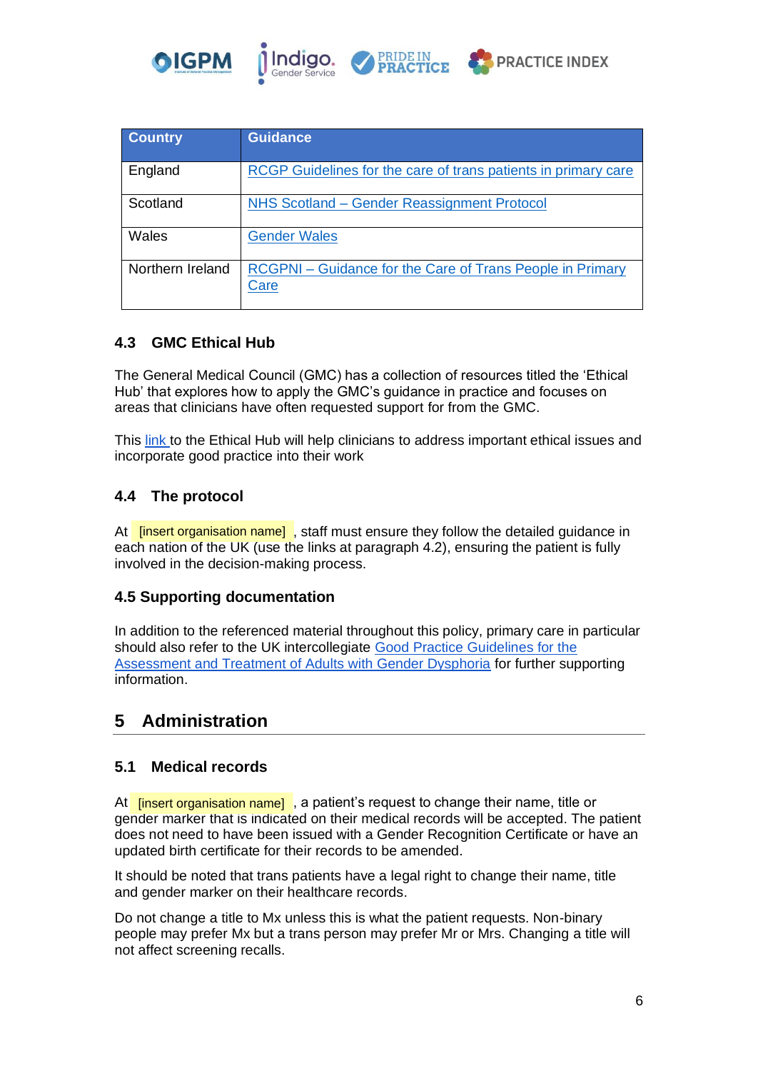| Country | Guidance |
| --- | --- |
| England | [RCGP Guidelines for the care of trans patients in primary care] |
| Scotland | [NHS Scotland – Gender Reassignment Protocol] |
| Wales | [Gender Wales] |
| Northern Ireland | [RCGPNI – Guidance for the Care of Trans People in Primary Care] |

### 4.3 GMC Ethical Hub

The General Medical Council (GMC) has a collection of resources titled the 'Ethical Hub' that explores how to apply the GMC's guidance in practice and focuses on areas that clinicians have often requested support for from the GMC.

This link to the Ethical Hub will help clinicians to address important ethical issues and incorporate good practice into their work

### 4.4 The protocol

At [insert organisation name], staff must ensure they follow the detailed guidance in each nation of the UK (use the links at paragraph 4.2), ensuring the patient is fully involved in the decision-making process.

### 4.5 Supporting documentation

In addition to the referenced material throughout this policy, primary care in particular should also refer to the UK intercollegiate Good Practice Guidelines for the Assessment and Treatment of Adults with Gender Dysphoria for further supporting information.

## 5 Administration

### 5.1 Medical records

At [insert organisation name], a patient's request to change their name, title or gender marker that is indicated on their medical records will be accepted. The patient does not need to have been issued with a Gender Recognition Certificate or have an updated birth certificate for their records to be amended.

It should be noted that trans patients have a legal right to change their name, title and gender marker on their healthcare records.

Do not change a title to Mx unless this is what the patient requests. Non-binary people may prefer Mx but a trans person may prefer Mr or Mrs. Changing a title will not affect screening recalls.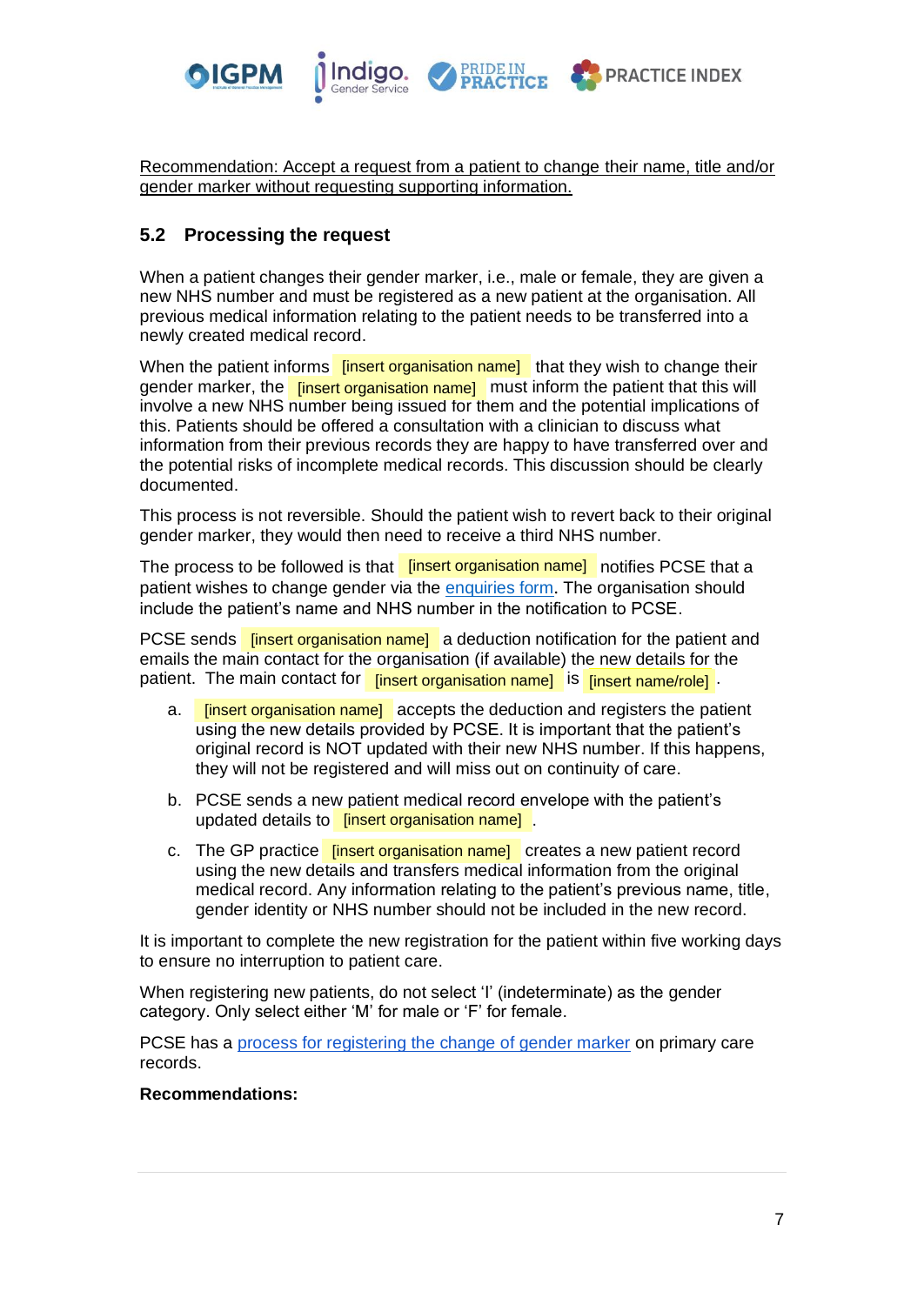Recommendation: Accept a request from a patient to change their name, title and/or gender marker without requesting supporting information.

## 5.2 Processing the request

When a patient changes their gender marker, i.e., male or female, they are given a new NHS number and must be registered as a new patient at the organisation. All previous medical information relating to the patient needs to be transferred into a newly created medical record.

When the patient informs [insert organisation name] that they wish to change their gender marker, the [insert organisation name] must inform the patient that this will involve a new NHS number being issued for them and the potential implications of this. Patients should be offered a consultation with a clinician to discuss what information from their previous records they are happy to have transferred over and the potential risks of incomplete medical records. This discussion should be clearly documented.

This process is not reversible. Should the patient wish to revert back to their original gender marker, they would then need to receive a third NHS number.

The process to be followed is that [insert organisation name] notifies PCSE that a patient wishes to change gender via the enquiries form. The organisation should include the patient's name and NHS number in the notification to PCSE.

PCSE sends [insert organisation name] a deduction notification for the patient and emails the main contact for the organisation (if available) the new details for the patient. The main contact for [insert organisation name] is [insert name/role].

a. [insert organisation name] accepts the deduction and registers the patient using the new details provided by PCSE. It is important that the patient's original record is NOT updated with their new NHS number. If this happens, they will not be registered and will miss out on continuity of care.

b. PCSE sends a new patient medical record envelope with the patient's updated details to [insert organisation name].

c. The GP practice [insert organisation name] creates a new patient record using the new details and transfers medical information from the original medical record. Any information relating to the patient's previous name, title, gender identity or NHS number should not be included in the new record.

It is important to complete the new registration for the patient within five working days to ensure no interruption to patient care.

When registering new patients, do not select 'I' (indeterminate) as the gender category. Only select either 'M' for male or 'F' for female.

PCSE has a process for registering the change of gender marker on primary care records.

**Recommendations:**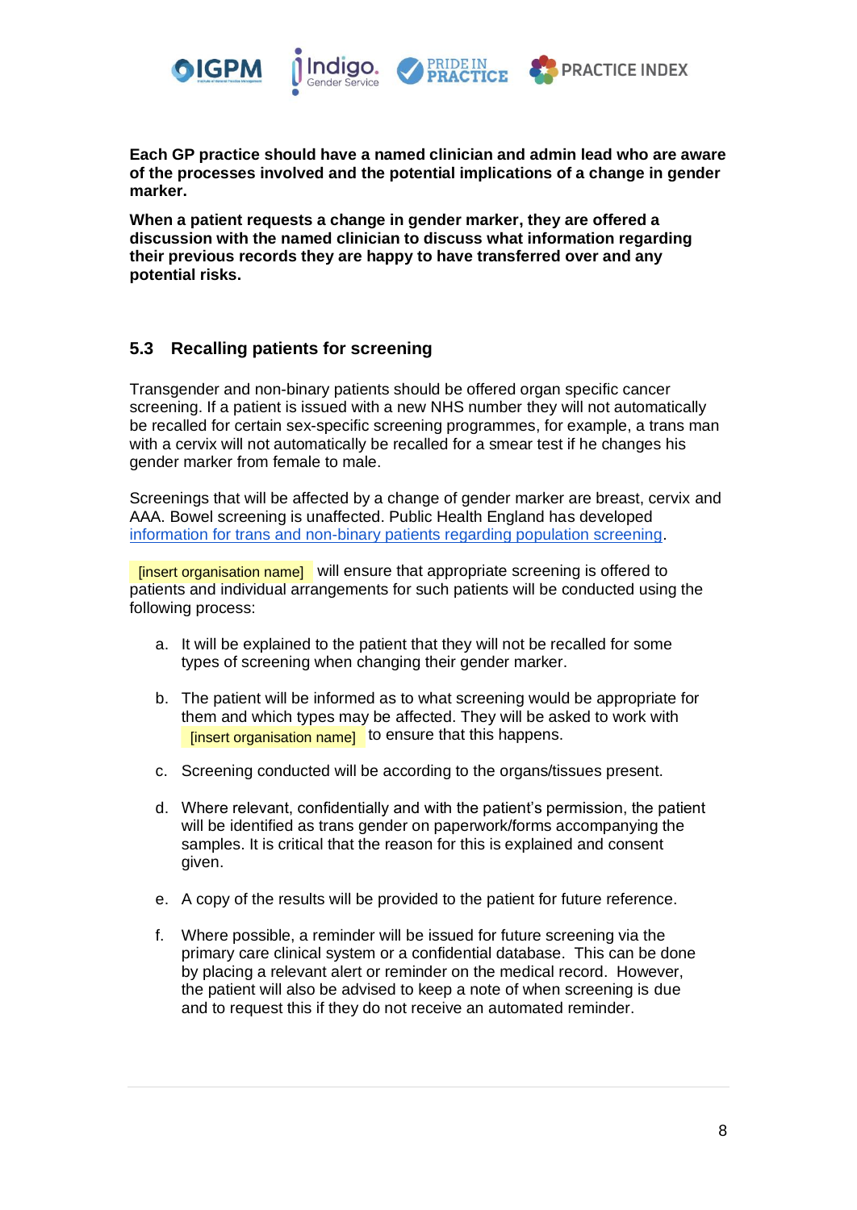**Each GP practice should have a named clinician and admin lead who are aware of the processes involved and the potential implications of a change in gender marker.**

**When a patient requests a change in gender marker, they are offered a discussion with the named clinician to discuss what information regarding their previous records they are happy to have transferred over and any potential risks.**

## 5.3 Recalling patients for screening

Transgender and non-binary patients should be offered organ specific cancer screening. If a patient is issued with a new NHS number they will not automatically be recalled for certain sex-specific screening programmes, for example, a trans man with a cervix will not automatically be recalled for a smear test if he changes his gender marker from female to male.

Screenings that will be affected by a change of gender marker are breast, cervix and AAA. Bowel screening is unaffected. Public Health England has developed information for trans and non-binary patients regarding population screening.

[insert organisation name] will ensure that appropriate screening is offered to patients and individual arrangements for such patients will be conducted using the following process:

a. It will be explained to the patient that they will not be recalled for some types of screening when changing their gender marker.

b. The patient will be informed as to what screening would be appropriate for them and which types may be affected. They will be asked to work with [insert organisation name] to ensure that this happens.

c. Screening conducted will be according to the organs/tissues present.

d. Where relevant, confidentially and with the patient's permission, the patient will be identified as trans gender on paperwork/forms accompanying the samples. It is critical that the reason for this is explained and consent given.

e. A copy of the results will be provided to the patient for future reference.

f. Where possible, a reminder will be issued for future screening via the primary care clinical system or a confidential database. This can be done by placing a relevant alert or reminder on the medical record. However, the patient will also be advised to keep a note of when screening is due and to request this if they do not receive an automated reminder.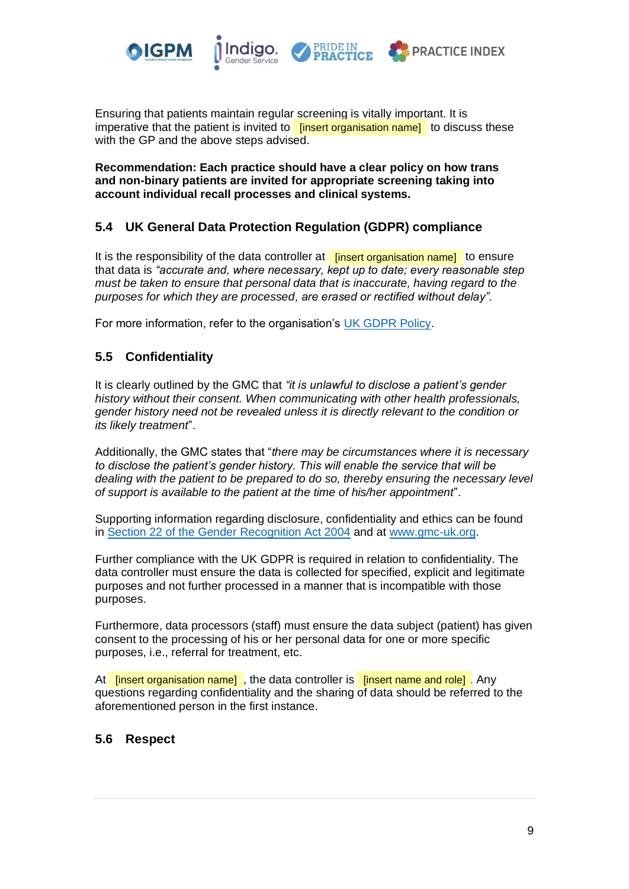Ensuring that patients maintain regular screening is vitally important. It is imperative that the patient is invited to [insert organisation name] to discuss these with the GP and the above steps advised.

**Recommendation: Each practice should have a clear policy on how trans and non-binary patients are invited for appropriate screening taking into account individual recall processes and clinical systems.**

### 5.4 UK General Data Protection Regulation (GDPR) compliance

It is the responsibility of the data controller at [insert organisation name] to ensure that data is *"accurate and, where necessary, kept up to date; every reasonable step must be taken to ensure that personal data that is inaccurate, having regard to the purposes for which they are processed, are erased or rectified without delay"*.

For more information, refer to the organisation's UK GDPR Policy.

### 5.5 Confidentiality

It is clearly outlined by the GMC that *"it is unlawful to disclose a patient's gender history without their consent. When communicating with other health professionals, gender history need not be revealed unless it is directly relevant to the condition or its likely treatment*".

Additionally, the GMC states that "*there may be circumstances where it is necessary to disclose the patient's gender history. This will enable the service that will be dealing with the patient to be prepared to do so, thereby ensuring the necessary level of support is available to the patient at the time of his/her appointment*".

Supporting information regarding disclosure, confidentiality and ethics can be found in Section 22 of the Gender Recognition Act 2004 and at www.gmc-uk.org.

Further compliance with the UK GDPR is required in relation to confidentiality. The data controller must ensure the data is collected for specified, explicit and legitimate purposes and not further processed in a manner that is incompatible with those purposes.

Furthermore, data processors (staff) must ensure the data subject (patient) has given consent to the processing of his or her personal data for one or more specific purposes, i.e., referral for treatment, etc.

At [insert organisation name], the data controller is [insert name and role]. Any questions regarding confidentiality and the sharing of data should be referred to the aforementioned person in the first instance.

### 5.6 Respect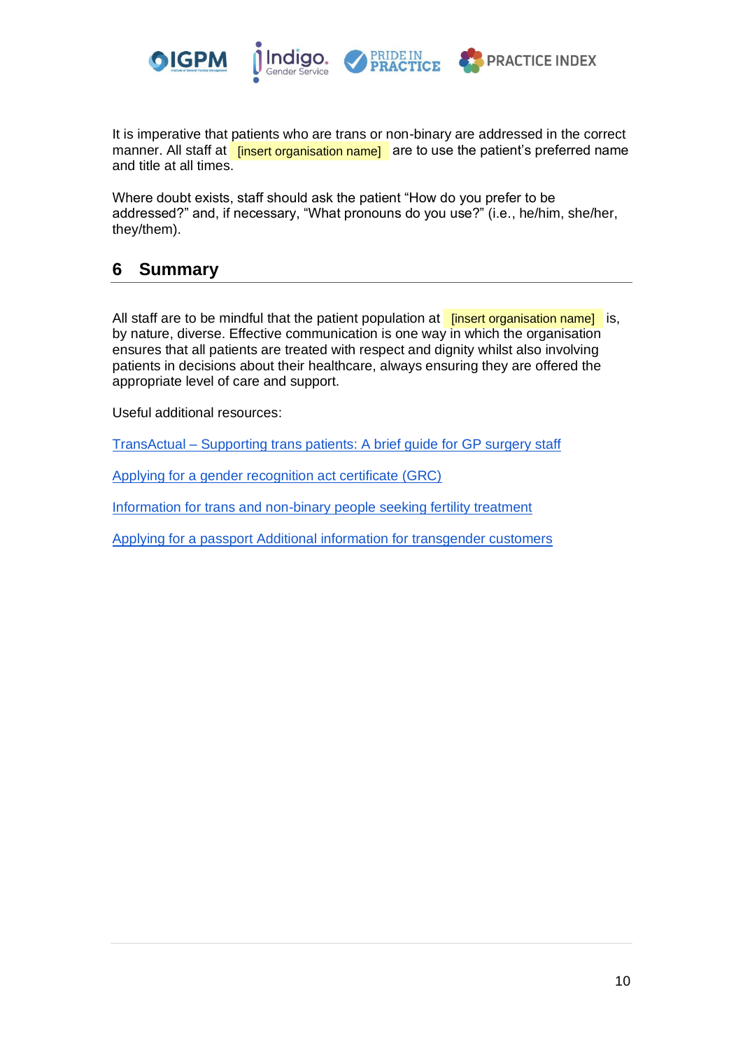It is imperative that patients who are trans or non-binary are addressed in the correct manner. All staff at [insert organisation name] are to use the patient's preferred name and title at all times.

Where doubt exists, staff should ask the patient "How do you prefer to be addressed?" and, if necessary, "What pronouns do you use?" (i.e., he/him, she/her, they/them).

## 6 Summary

All staff are to be mindful that the patient population at [insert organisation name] is, by nature, diverse. Effective communication is one way in which the organisation ensures that all patients are treated with respect and dignity whilst also involving patients in decisions about their healthcare, always ensuring they are offered the appropriate level of care and support.

Useful additional resources:

TransActual – Supporting trans patients: A brief guide for GP surgery staff

Applying for a gender recognition act certificate (GRC)

Information for trans and non-binary people seeking fertility treatment

Applying for a passport Additional information for transgender customers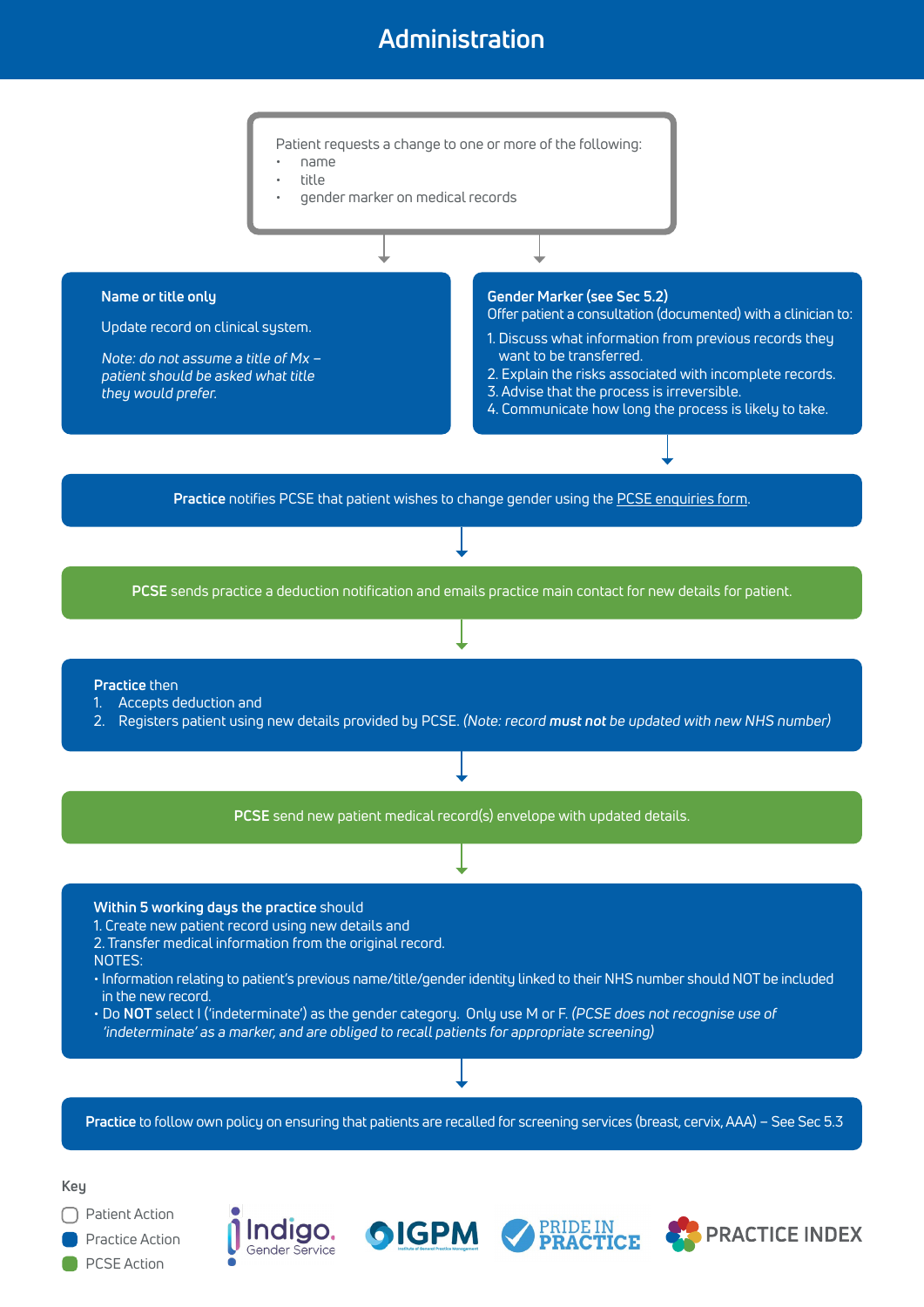# Administration

Patient requests a change to one or more of the following:

- name
- title
- gender marker on medical records

**Name or title only**

Update record on clinical system.

*Note: do not assume a title of Mx – patient should be asked what title they would prefer.*

**Gender Marker (see Sec 5.2)**
Offer patient a consultation (documented) with a clinician to:

1. Discuss what information from previous records they want to be transferred.
2. Explain the risks associated with incomplete records.
3. Advise that the process is irreversible.
4. Communicate how long the process is likely to take.

**Practice** notifies PCSE that patient wishes to change gender using the PCSE enquiries form.

**PCSE** sends practice a deduction notification and emails practice main contact for new details for patient.

**Practice** then

1. Accepts deduction and
2. Registers patient using new details provided by PCSE. *(Note: record **must not** be updated with new NHS number)*

**PCSE** send new patient medical record(s) envelope with updated details.

**Within 5 working days the practice** should

1. Create new patient record using new details and
2. Transfer medical information from the original record.

NOTES:

- Information relating to patient's previous name/title/gender identity linked to their NHS number should NOT be included in the new record.
- Do **NOT** select I ('indeterminate') as the gender category. Only use M or F. *(PCSE does not recognise use of 'indeterminate' as a marker, and are obliged to recall patients for appropriate screening)*

**Practice** to follow own policy on ensuring that patients are recalled for screening services (breast, cervix, AAA) – See Sec 5.3

**Key**

- Patient Action
- Practice Action
- PCSE Action

Indigo. Gender Service | IGPM | PRIDE IN PRACTICE | PRACTICE INDEX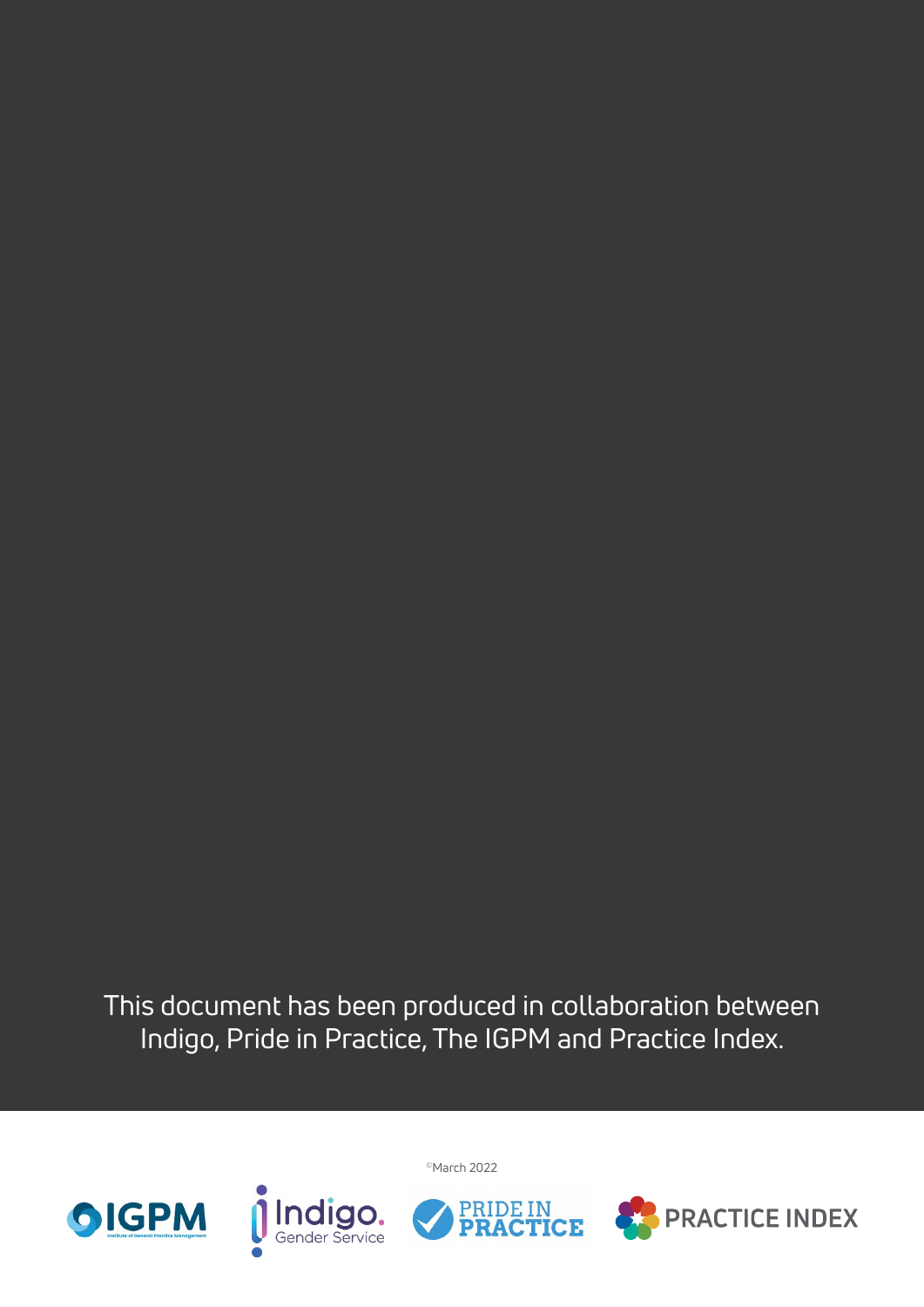This document has been produced in collaboration between Indigo, Pride in Practice, The IGPM and Practice Index.

©March 2022

IGPM

Institute of General Practice Management

Indigo. Gender Service

PRIDE IN PRACTICE

PRACTICE INDEX